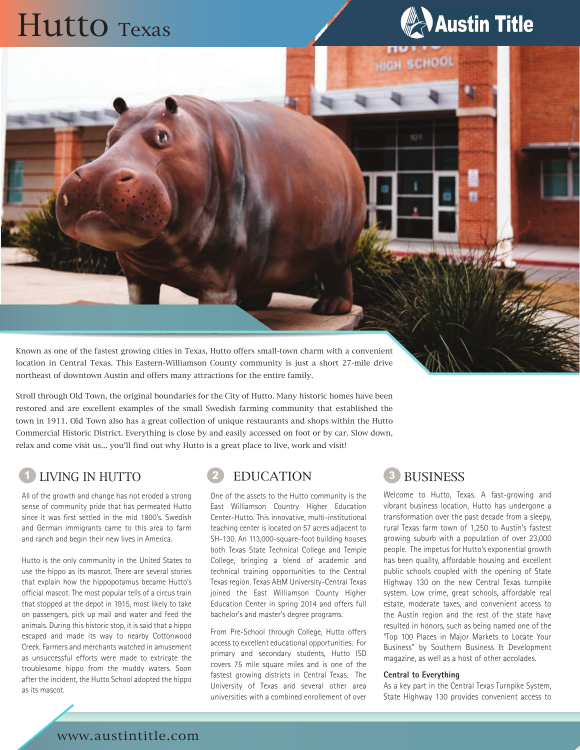# Hutto Texas

Austin Title

Known as one of the fastest growing cities in Texas, Hutto offers small-town charm with a convenient location in Central Texas. This Eastern-Williamson County community is just a short 27-mile drive northeast of downtown Austin and offers many attractions for the entire family.

Stroll through Old Town, the original boundaries for the City of Hutto. Many historic homes have been restored and are excellent examples of the small Swedish farming community that established the town in 1911. Old Town also has a great collection of unique restaurants and shops within the Hutto Commercial Historic District. Everything is close by and easily accessed on foot or by car. Slow down, relax and come visit us... you'll find out why Hutto is a great place to live, work and visit!

## 1 LIVING IN HUTTO

All of the growth and change has not eroded a strong sense of community pride that has permeated Hutto since it was first settled in the mid 1800's. Swedish and German immigrants came to this area to farm and ranch and begin their new lives in America.

Hutto is the only community in the United States to use the hippo as its mascot. There are several stories that explain how the hippopotamus became Hutto's official mascot. The most popular tells of a circus train that stopped at the depot in 1915, most likely to take on passengers, pick up mail and water and feed the animals. During this historic stop, it is said that a hippo escaped and made its way to nearby Cottonwood Creek. Farmers and merchants watched in amusement as unsuccessful efforts were made to extricate the troublesome hippo from the muddy waters. Soon after the incident, the Hutto School adopted the hippo as its mascot.

## 2 EDUCATION

One of the assets to the Hutto community is the East Williamson Country Higher Education Center-Hutto. This innovative, multi-institutional teaching center is located on 57 acres adjacent to SH-130. An 113,000-square-foot building houses both Texas State Technical College and Temple College, bringing a blend of academic and technical training opportunities to the Central Texas region. Texas A&M University-Central Texas joined the East Williamson County Higher Education Center in spring 2014 and offers full bachelor's and master's degree programs.

From Pre-School through College, Hutto offers access to excellent educational opportunities. For primary and secondary students, Hutto ISD covers 75 mile square miles and is one of the fastest growing districts in Central Texas. The University of Texas and several other area universities with a combined enrollement of over

## 3 BUSINESS

Welcome to Hutto, Texas. A fast-growing and vibrant business location, Hutto has undergone a transformation over the past decade from a sleepy, rural Texas farm town of 1,250 to Austin's fastest growing suburb with a population of over 23,000 people. The impetus for Hutto's exponential growth has been quality, affordable housing and excellent public schools coupled with the opening of State Highway 130 on the new Central Texas turnpike system. Low crime, great schools, affordable real estate, moderate taxes, and convenient access to the Austin region and the rest of the state have resulted in honors, such as being named one of the "Top 100 Places in Major Markets to Locate Your Business" by Southern Business & Development magazine, as well as a host of other accolades.

**Central to Everything**

As a key part in the Central Texas Turnpike System, State Highway 130 provides convenient access to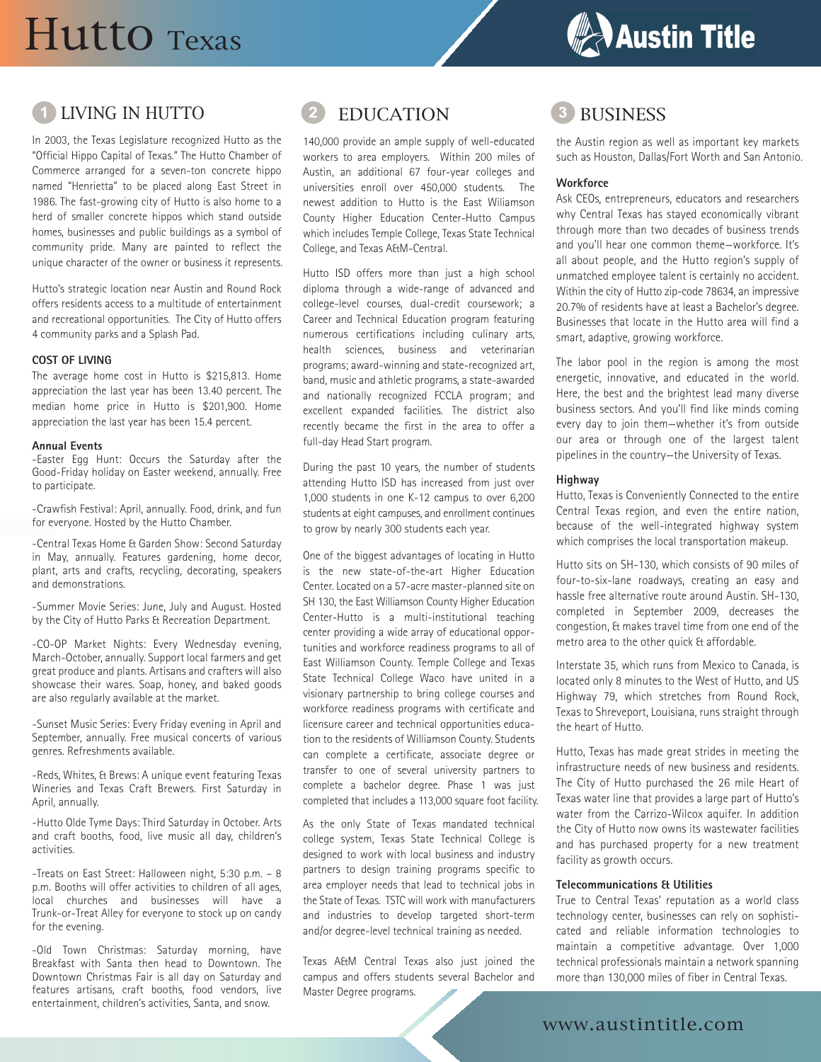# Hutto Texas

## 1 LIVING IN HUTTO

In 2003, the Texas Legislature recognized Hutto as the "Official Hippo Capital of Texas." The Hutto Chamber of Commerce arranged for a seven-ton concrete hippo named "Henrietta" to be placed along East Street in 1986. The fast-growing city of Hutto is also home to a herd of smaller concrete hippos which stand outside homes, businesses and public buildings as a symbol of community pride. Many are painted to reflect the unique character of the owner or business it represents.

Hutto's strategic location near Austin and Round Rock offers residents access to a multitude of entertainment and recreational opportunities. The City of Hutto offers 4 community parks and a Splash Pad.

### COST OF LIVING

The average home cost in Hutto is $215,813. Home appreciation the last year has been 13.40 percent. The median home price in Hutto is $201,900. Home appreciation the last year has been 15.4 percent.

### Annual Events

-Easter Egg Hunt: Occurs the Saturday after the Good-Friday holiday on Easter weekend, annually. Free to participate.

-Crawfish Festival: April, annually. Food, drink, and fun for everyone. Hosted by the Hutto Chamber.

-Central Texas Home & Garden Show: Second Saturday in May, annually. Features gardening, home decor, plant, arts and crafts, recycling, decorating, speakers and demonstrations.

-Summer Movie Series: June, July and August. Hosted by the City of Hutto Parks & Recreation Department.

-CO-OP Market Nights: Every Wednesday evening, March-October, annually. Support local farmers and get great produce and plants. Artisans and crafters will also showcase their wares. Soap, honey, and baked goods are also regularly available at the market.

-Sunset Music Series: Every Friday evening in April and September, annually. Free musical concerts of various genres. Refreshments available.

-Reds, Whites, & Brews: A unique event featuring Texas Wineries and Texas Craft Brewers. First Saturday in April, annually.

-Hutto Olde Tyme Days: Third Saturday in October. Arts and craft booths, food, live music all day, children's activities.

-Treats on East Street: Halloween night, 5:30 p.m. – 8 p.m. Booths will offer activities to children of all ages, local churches and businesses will have a Trunk-or-Treat Alley for everyone to stock up on candy for the evening.

-Old Town Christmas: Saturday morning, have Breakfast with Santa then head to Downtown. The Downtown Christmas Fair is all day on Saturday and features artisans, craft booths, food vendors, live entertainment, children's activities, Santa, and snow.

## 2 EDUCATION

140,000 provide an ample supply of well-educated workers to area employers. Within 200 miles of Austin, an additional 67 four-year colleges and universities enroll over 450,000 students. The newest addition to Hutto is the East Wiliamson County Higher Education Center-Hutto Campus which includes Temple College, Texas State Technical College, and Texas A&M-Central.

Hutto ISD offers more than just a high school diploma through a wide-range of advanced and college-level courses, dual-credit coursework; a Career and Technical Education program featuring numerous certifications including culinary arts, health sciences, business and veterinarian programs; award-winning and state-recognized art, band, music and athletic programs, a state-awarded and nationally recognized FCCLA program; and excellent expanded facilities. The district also recently became the first in the area to offer a full-day Head Start program.

During the past 10 years, the number of students attending Hutto ISD has increased from just over 1,000 students in one K-12 campus to over 6,200 students at eight campuses, and enrollment continues to grow by nearly 300 students each year.

One of the biggest advantages of locating in Hutto is the new state-of-the-art Higher Education Center. Located on a 57-acre master-planned site on SH 130, the East Williamson County Higher Education Center-Hutto is a multi-institutional teaching center providing a wide array of educational opportunities and workforce readiness programs to all of East Williamson County. Temple College and Texas State Technical College Waco have united in a visionary partnership to bring college courses and workforce readiness programs with certificate and licensure career and technical opportunities education to the residents of Williamson County. Students can complete a certificate, associate degree or transfer to one of several university partners to complete a bachelor degree. Phase 1 was just completed that includes a 113,000 square foot facility.

As the only State of Texas mandated technical college system, Texas State Technical College is designed to work with local business and industry partners to design training programs specific to area employer needs that lead to technical jobs in the State of Texas. TSTC will work with manufacturers and industries to develop targeted short-term and/or degree-level technical training as needed.

Texas A&M Central Texas also just joined the campus and offers students several Bachelor and Master Degree programs.

## 3 BUSINESS

the Austin region as well as important key markets such as Houston, Dallas/Fort Worth and San Antonio.

### Workforce

Ask CEOs, entrepreneurs, educators and researchers why Central Texas has stayed economically vibrant through more than two decades of business trends and you'll hear one common theme—workforce. It's all about people, and the Hutto region's supply of unmatched employee talent is certainly no accident. Within the city of Hutto zip-code 78634, an impressive 20.7% of residents have at least a Bachelor's degree. Businesses that locate in the Hutto area will find a smart, adaptive, growing workforce.

The labor pool in the region is among the most energetic, innovative, and educated in the world. Here, the best and the brightest lead many diverse business sectors. And you'll find like minds coming every day to join them—whether it's from outside our area or through one of the largest talent pipelines in the country—the University of Texas.

### Highway

Hutto, Texas is Conveniently Connected to the entire Central Texas region, and even the entire nation, because of the well-integrated highway system which comprises the local transportation makeup.

Hutto sits on SH-130, which consists of 90 miles of four-to-six-lane roadways, creating an easy and hassle free alternative route around Austin. SH-130, completed in September 2009, decreases the congestion, & makes travel time from one end of the metro area to the other quick & affordable.

Interstate 35, which runs from Mexico to Canada, is located only 8 minutes to the West of Hutto, and US Highway 79, which stretches from Round Rock, Texas to Shreveport, Louisiana, runs straight through the heart of Hutto.

Hutto, Texas has made great strides in meeting the infrastructure needs of new business and residents. The City of Hutto purchased the 26 mile Heart of Texas water line that provides a large part of Hutto's water from the Carrizo-Wilcox aquifer. In addition the City of Hutto now owns its wastewater facilities and has purchased property for a new treatment facility as growth occurs.

### Telecommunications & Utilities

True to Central Texas' reputation as a world class technology center, businesses can rely on sophisticated and reliable information technologies to maintain a competitive advantage. Over 1,000 technical professionals maintain a network spanning more than 130,000 miles of fiber in Central Texas.

www.austintitle.com